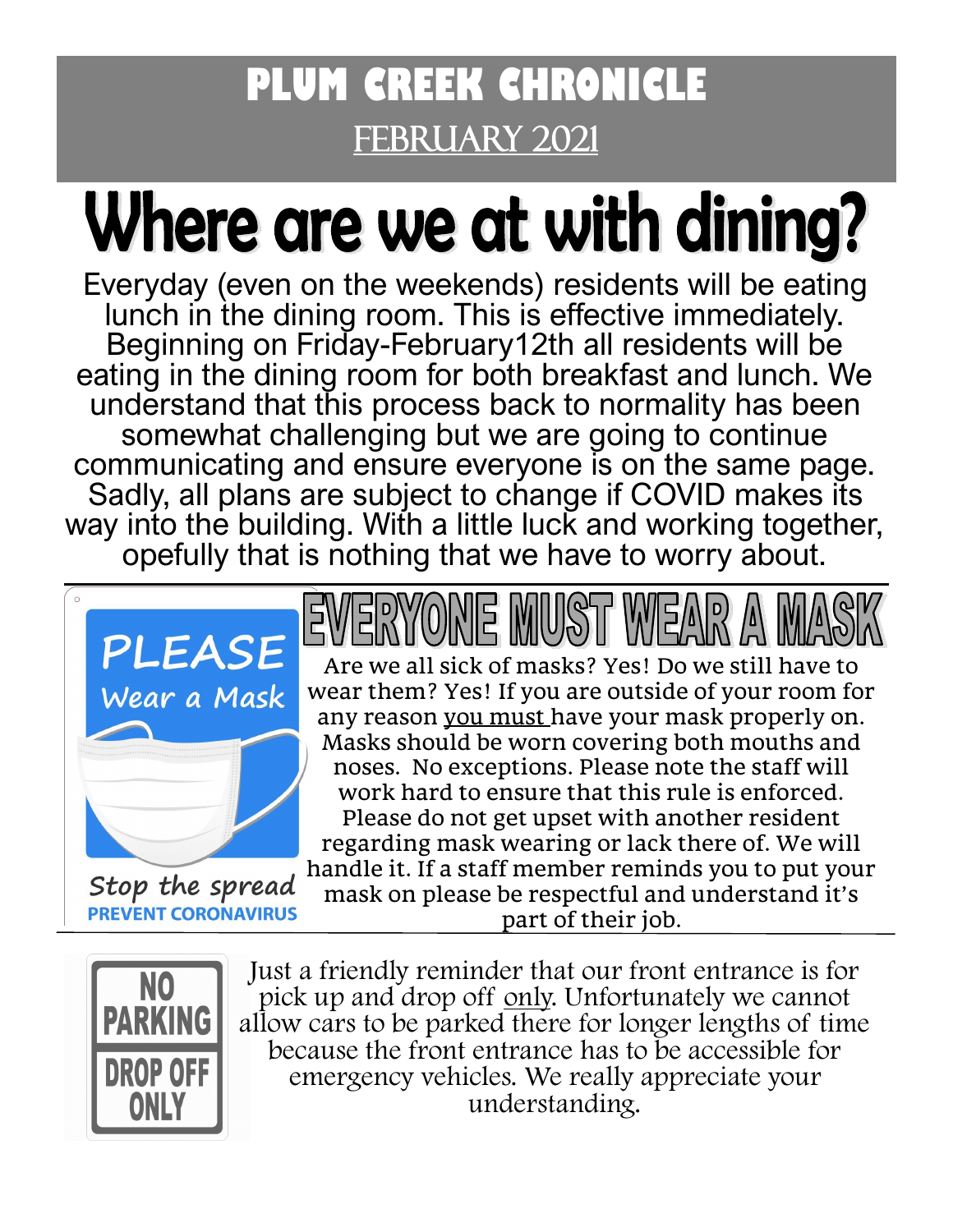# PLUM CREEK CHRONICLE

FEBRUARY 2021

# Where are we at with dining?

Everyday (even on the weekends) residents will be eating lunch in the dining room. This is effective immediately. Beginning on Friday-February12th all residents will be eating in the dining room for both breakfast and lunch. We understand that this process back to normality has been somewhat challenging but we are going to continue communicating and ensure everyone is on the same page. Sadly, all plans are subject to change if COVID makes its way into the building. With a little luck and working together, opefully that is nothing that we have to worry about.

**PLEASE**

*Wear a Mask*

*Stop the spread*

**PREVENT CORONAVIRUS**

## EVERYONE MUST WEAR A MASK

Are we all sick of masks? Yes! Do we still have to wear them? Yes! If you are outside of your room for any reason you must have your mask properly on. Masks should be worn covering both mouths and noses. No exceptions. Please note the staff will work hard to ensure that this rule is enforced. Please do not get upset with another resident regarding mask wearing or lack there of. We will handle it. If a staff member reminds you to put your mask on please be respectful and understand it's part of their job.

**NO PARKING**

**DROP OFF ONLY**

Just a friendly reminder that our front entrance is for pick up and drop off only. Unfortunately we cannot allow cars to be parked there for longer lengths of time because the front entrance has to be accessible for emergency vehicles. We really appreciate your understanding.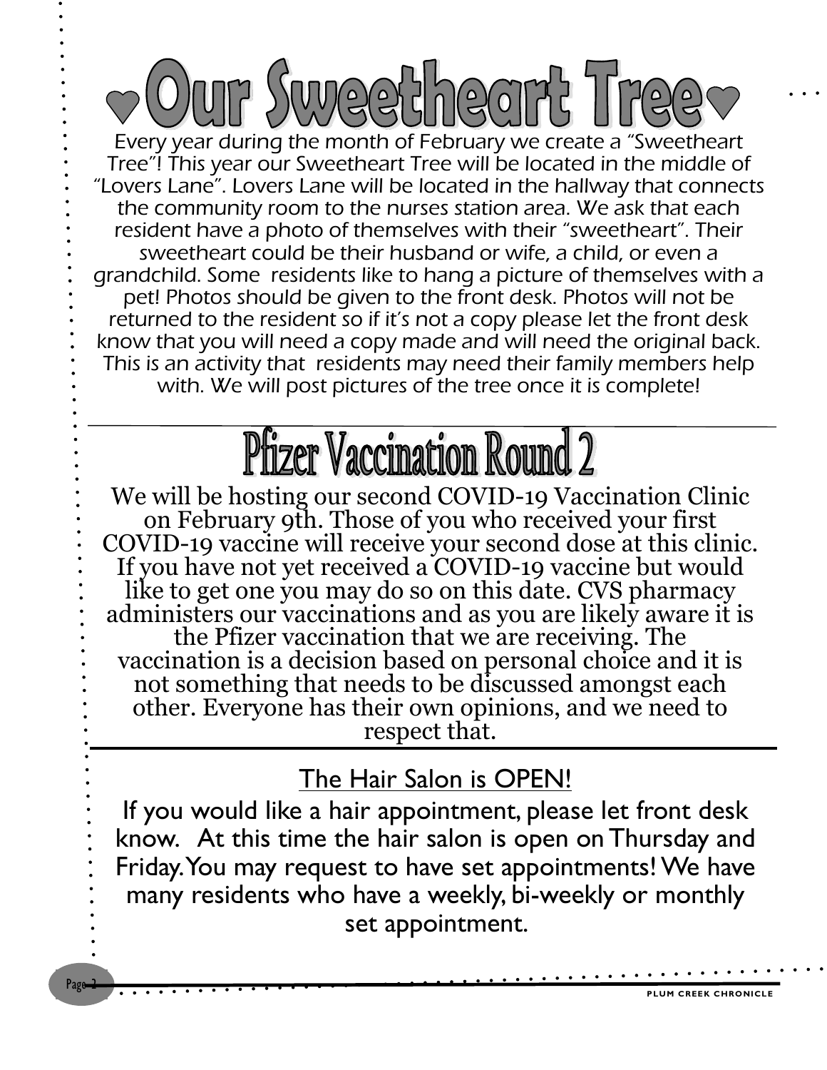# ♥Our Sweetheart Tree♥

*Every year during the month of February we create a "Sweetheart Tree"! This year our Sweetheart Tree will be located in the middle of "Lovers Lane". Lovers Lane will be located in the hallway that connects the community room to the nurses station area. We ask that each resident have a photo of themselves with their "sweetheart". Their sweetheart could be their husband or wife, a child, or even a grandchild. Some residents like to hang a picture of themselves with a pet! Photos should be given to the front desk. Photos will not be returned to the resident so if it's not a copy please let the front desk know that you will need a copy made and will need the original back. This is an activity that residents may need their family members help with. We will post pictures of the tree once it is complete!*

# Pfizer Vaccination Round 2

We will be hosting our second COVID-19 Vaccination Clinic on February 9th. Those of you who received your first COVID-19 vaccine will receive your second dose at this clinic. If you have not yet received a COVID-19 vaccine but would like to get one you may do so on this date. CVS pharmacy administers our vaccinations and as you are likely aware it is the Pfizer vaccination that we are receiving. The vaccination is a decision based on personal choice and it is not something that needs to be discussed amongst each other. Everyone has their own opinions, and we need to respect that.

## The Hair Salon is OPEN!

If you would like a hair appointment, please let front desk know. At this time the hair salon is open on Thursday and Friday. You may request to have set appointments! We have many residents who have a weekly, bi-weekly or monthly set appointment.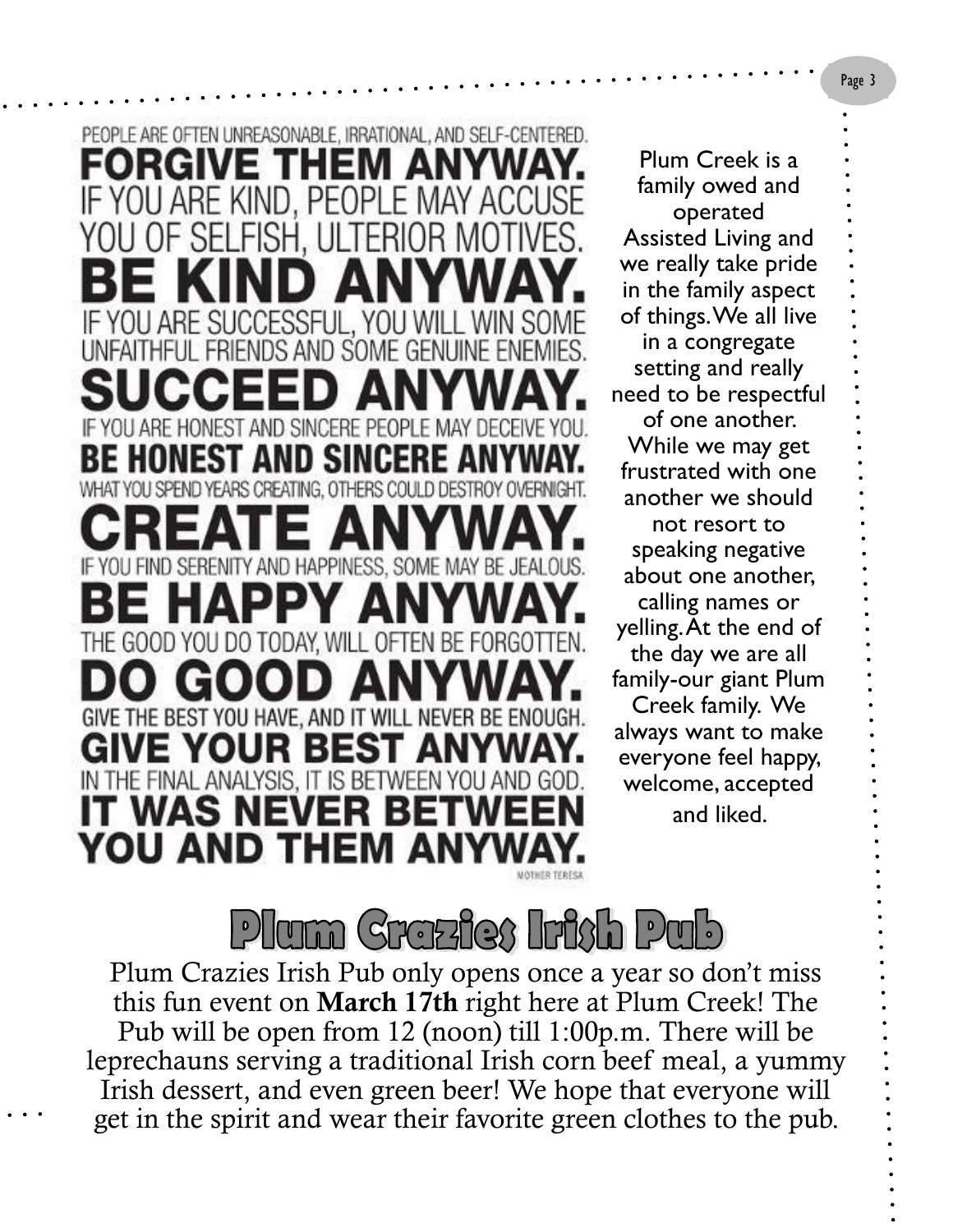PEOPLE ARE OFTEN UNREASONABLE, IRRATIONAL, AND SELF-CENTERED.
**FORGIVE THEM ANYWAY.**
IF YOU ARE KIND, PEOPLE MAY ACCUSE YOU OF SELFISH, ULTERIOR MOTIVES.
**BE KIND ANYWAY.**
IF YOU ARE SUCCESSFUL, YOU WILL WIN SOME UNFAITHFUL FRIENDS AND SOME GENUINE ENEMIES.
**SUCCEED ANYWAY.**
IF YOU ARE HONEST AND SINCERE PEOPLE MAY DECEIVE YOU.
**BE HONEST AND SINCERE ANYWAY.**
WHAT YOU SPEND YEARS CREATING, OTHERS COULD DESTROY OVERNIGHT.
**CREATE ANYWAY.**
IF YOU FIND SERENITY AND HAPPINESS, SOME MAY BE JEALOUS.
**BE HAPPY ANYWAY.**
THE GOOD YOU DO TODAY, WILL OFTEN BE FORGOTTEN.
**DO GOOD ANYWAY.**
GIVE THE BEST YOU HAVE, AND IT WILL NEVER BE ENOUGH.
**GIVE YOUR BEST ANYWAY.**
IN THE FINAL ANALYSIS, IT IS BETWEEN YOU AND GOD.
**IT WAS NEVER BETWEEN YOU AND THEM ANYWAY.**

MOTHER TERESA

Plum Creek is a family owed and operated Assisted Living and we really take pride in the family aspect of things. We all live in a congregate setting and really need to be respectful of one another. While we may get frustrated with one another we should not resort to speaking negative about one another, calling names or yelling. At the end of the day we are all family-our giant Plum Creek family. We always want to make everyone feel happy, welcome, accepted and liked.

# Plum Crazies Irish Pub

Plum Crazies Irish Pub only opens once a year so don't miss this fun event on **March 17th** right here at Plum Creek! The Pub will be open from 12 (noon) till 1:00p.m. There will be leprechauns serving a traditional Irish corn beef meal, a yummy Irish dessert, and even green beer! We hope that everyone will get in the spirit and wear their favorite green clothes to the pub.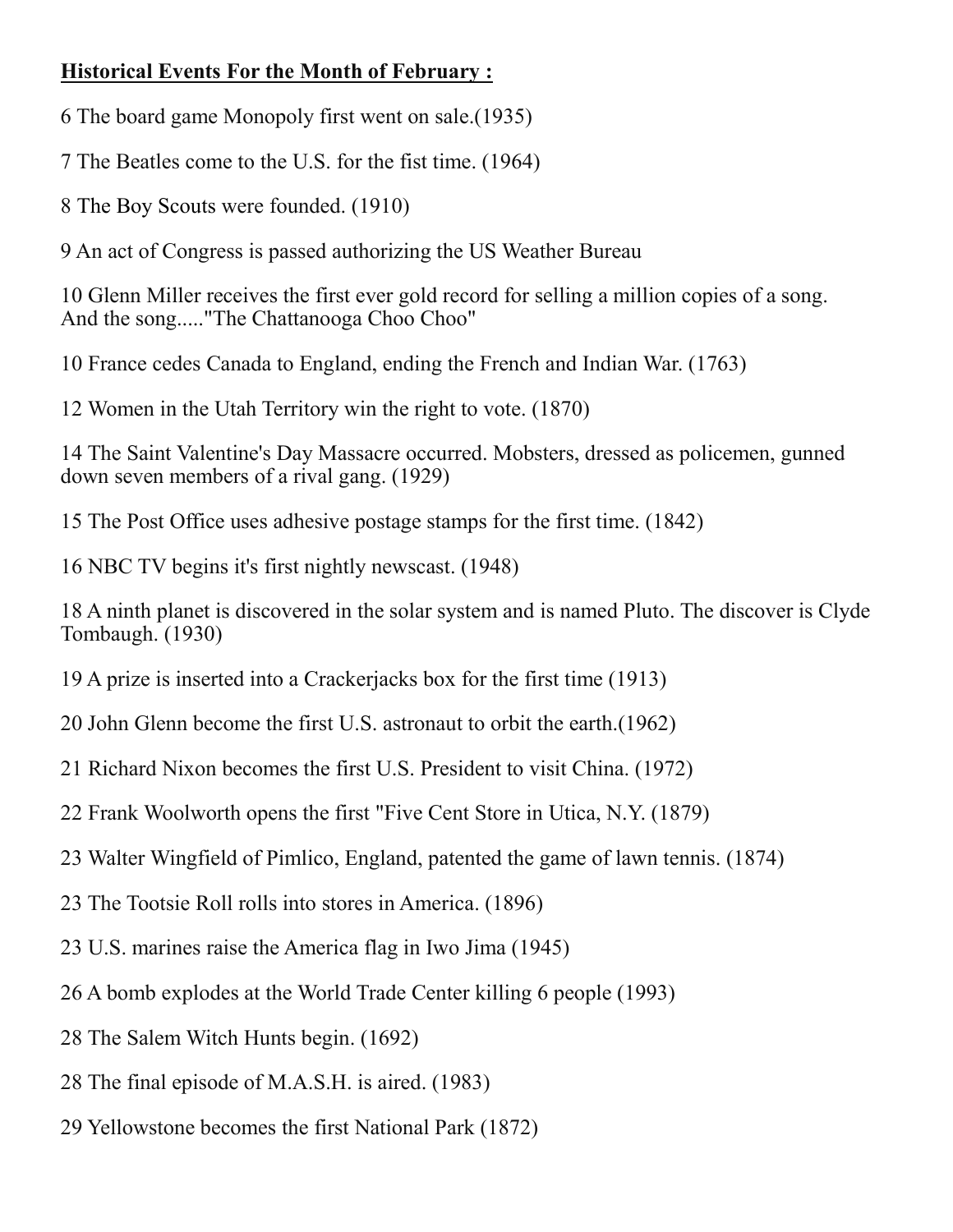**Historical Events For the Month of February :**

6 The board game Monopoly first went on sale.(1935)

7 The Beatles come to the U.S. for the fist time. (1964)

8 The Boy Scouts were founded. (1910)

9 An act of Congress is passed authorizing the US Weather Bureau

10 Glenn Miller receives the first ever gold record for selling a million copies of a song. And the song....."The Chattanooga Choo Choo"

10 France cedes Canada to England, ending the French and Indian War. (1763)

12 Women in the Utah Territory win the right to vote. (1870)

14 The Saint Valentine's Day Massacre occurred. Mobsters, dressed as policemen, gunned down seven members of a rival gang. (1929)

15 The Post Office uses adhesive postage stamps for the first time. (1842)

16 NBC TV begins it's first nightly newscast. (1948)

18 A ninth planet is discovered in the solar system and is named Pluto. The discover is Clyde Tombaugh. (1930)

19 A prize is inserted into a Crackerjacks box for the first time (1913)

20 John Glenn become the first U.S. astronaut to orbit the earth.(1962)

21 Richard Nixon becomes the first U.S. President to visit China. (1972)

22 Frank Woolworth opens the first "Five Cent Store in Utica, N.Y. (1879)

23 Walter Wingfield of Pimlico, England, patented the game of lawn tennis. (1874)

23 The Tootsie Roll rolls into stores in America. (1896)

23 U.S. marines raise the America flag in Iwo Jima (1945)

26 A bomb explodes at the World Trade Center killing 6 people (1993)

28 The Salem Witch Hunts begin. (1692)

28 The final episode of M.A.S.H. is aired. (1983)

29 Yellowstone becomes the first National Park (1872)